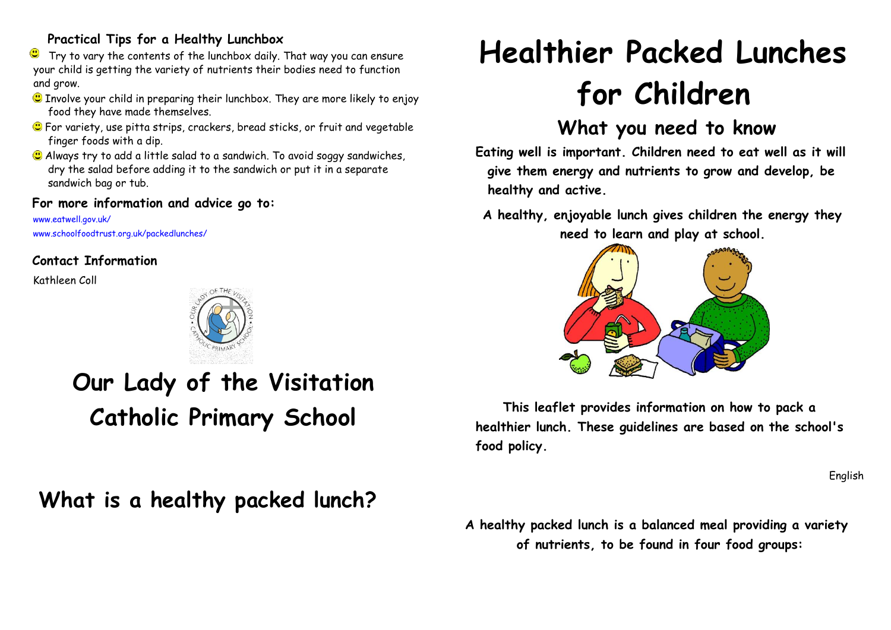### Practical Tips for a Healthy Lunchbox

- Try to vary the contents of the lunchbox daily. That way you can ensure your child is getting the variety of nutrients their bodies need to function and grow.
- Involve your child in preparing their lunchbox. They are more likely to enjoy food they have made themselves.
- For variety, use pitta strips, crackers, bread sticks, or fruit and vegetable finger foods with a dip.
- Always try to add a little salad to a sandwich. To avoid soggy sandwiches, dry the salad before adding it to the sandwich or put it in a separate sandwich bag or tub.

### For more information and advice go to:

www.eatwell.gov.uk/

www.schoolfoodtrust.org.uk/packedlunches/

### Contact Information

Kathleen Coll

## Our Lady of the Visitation Catholic Primary School

## What is a healthy packed lunch?

# Healthier Packed Lunches for Children

## What you need to know

**Eating well is important. Children need to eat well as it will give them energy and nutrients to grow and develop, be healthy and active.**

**A healthy, enjoyable lunch gives children the energy they need to learn and play at school.**

**This leaflet provides information on how to pack a healthier lunch. These guidelines are based on the school's food policy.**

English

**A healthy packed lunch is a balanced meal providing a variety of nutrients, to be found in four food groups:**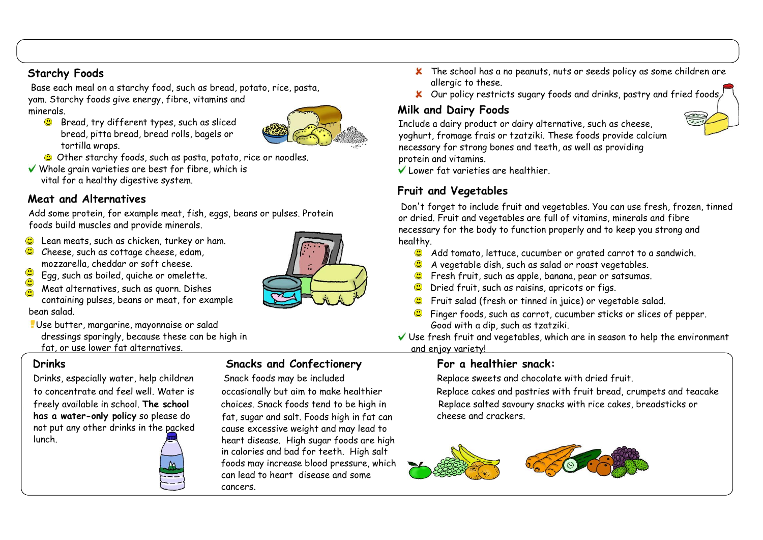## Starchy Foods

Base each meal on a starchy food, such as bread, potato, rice, pasta, yam. Starchy foods give energy, fibre, vitamins and minerals.

- Bread, try different types, such as sliced bread, pitta bread, bread rolls, bagels or tortilla wraps.
- Other starchy foods, such as pasta, potato, rice or noodles.

✔ Whole grain varieties are best for fibre, which is vital for a healthy digestive system.

## Meat and Alternatives

Add some protein, for example meat, fish, eggs, beans or pulses. Protein foods build muscles and provide minerals.

- Lean meats, such as chicken, turkey or ham.
- Cheese, such as cottage cheese, edam, mozzarella, cheddar or soft cheese.
- Egg, such as boiled, quiche or omelette.
- Meat alternatives, such as quorn. Dishes containing pulses, beans or meat, for example bean salad.

! Use butter, margarine, mayonnaise or salad dressings sparingly, because these can be high in fat, or use lower fat alternatives.

✘ The school has a no peanuts, nuts or seeds policy as some children are allergic to these.

✘ Our policy restricts sugary foods and drinks, pastry and fried foods

## Milk and Dairy Foods

Include a dairy product or dairy alternative, such as cheese, yoghurt, fromage frais or tzatziki. These foods provide calcium necessary for strong bones and teeth, as well as providing protein and vitamins.

✔ Lower fat varieties are healthier.

## Fruit and Vegetables

Don't forget to include fruit and vegetables. You can use fresh, frozen, tinned or dried. Fruit and vegetables are full of vitamins, minerals and fibre necessary for the body to function properly and to keep you strong and healthy.

- Add tomato, lettuce, cucumber or grated carrot to a sandwich.
- A vegetable dish, such as salad or roast vegetables.
- Fresh fruit, such as apple, banana, pear or satsumas.
- Dried fruit, such as raisins, apricots or figs.
- Fruit salad (fresh or tinned in juice) or vegetable salad.
- Finger foods, such as carrot, cucumber sticks or slices of pepper. Good with a dip, such as tzatziki.

✔ Use fresh fruit and vegetables, which are in season to help the environment and enjoy variety!

## Drinks

Drinks, especially water, help children to concentrate and feel well. Water is freely available in school. **The school has a water-only policy** so please do not put any other drinks in the packed lunch.

## Snacks and Confectionery

Snack foods may be included occasionally but aim to make healthier choices. Snack foods tend to be high in fat, sugar and salt. Foods high in fat can cause excessive weight and may lead to heart disease. High sugar foods are high in calories and bad for teeth. High salt foods may increase blood pressure, which can lead to heart disease and some cancers.

## For a healthier snack:

Replace sweets and chocolate with dried fruit.

Replace cakes and pastries with fruit bread, crumpets and teacake

Replace salted savoury snacks with rice cakes, breadsticks or cheese and crackers.